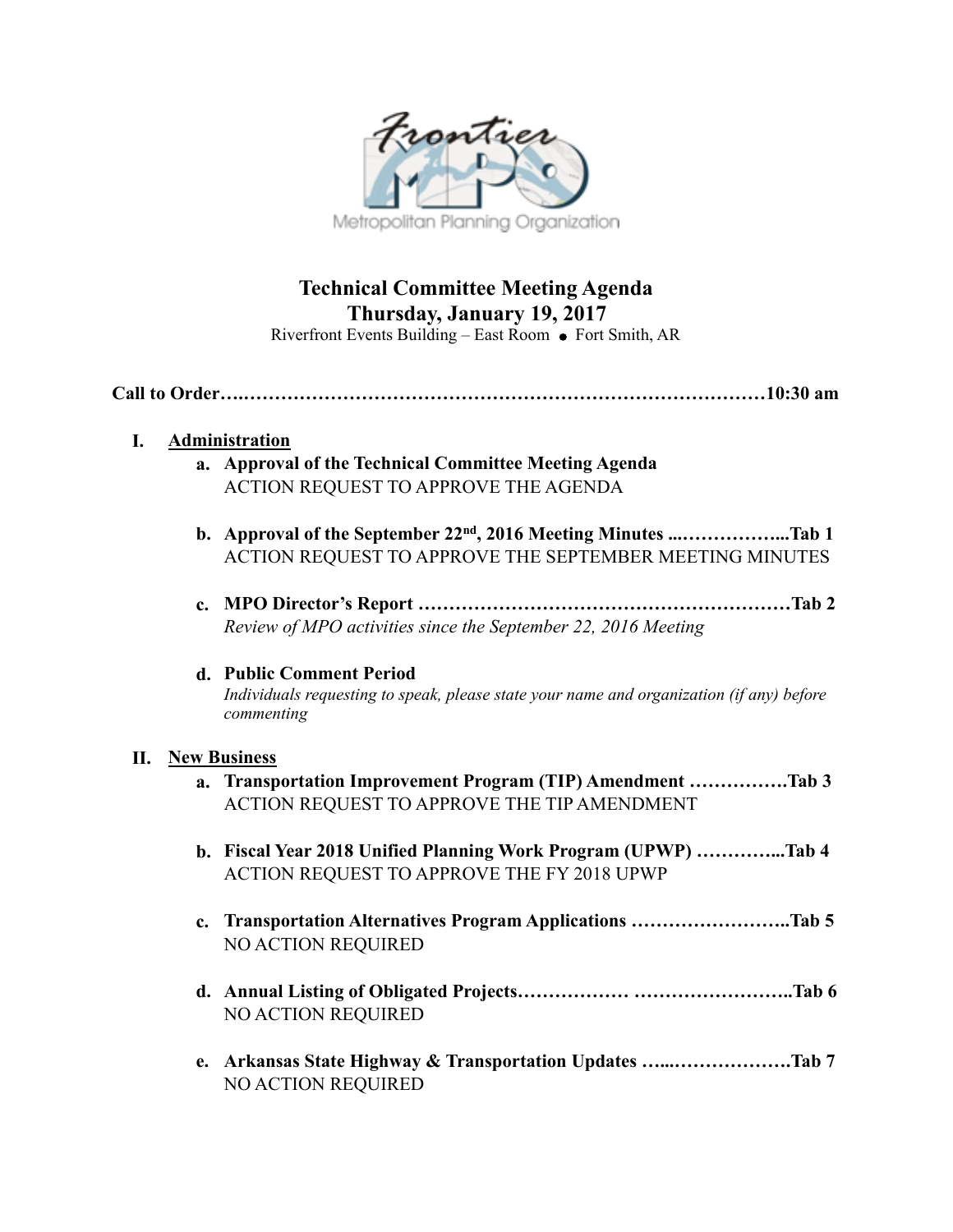Frontier MPO

Metropolitan Planning Organization

# Technical Committee Meeting Agenda
## Thursday, January 19, 2017

Riverfront Events Building – East Room • Fort Smith, AR

**Call to Order…………………………………………………………………………10:30 am**

**I. Administration**

**a. Approval of the Technical Committee Meeting Agenda**
ACTION REQUEST TO APPROVE THE AGENDA

**b. Approval of the September 22nd, 2016 Meeting Minutes ...……………...Tab 1**
ACTION REQUEST TO APPROVE THE SEPTEMBER MEETING MINUTES

**c. MPO Director's Report ……………………………………………………Tab 2**
*Review of MPO activities since the September 22, 2016 Meeting*

**d. Public Comment Period**
*Individuals requesting to speak, please state your name and organization (if any) before commenting*

**II. New Business**

**a. Transportation Improvement Program (TIP) Amendment …………….Tab 3**
ACTION REQUEST TO APPROVE THE TIP AMENDMENT

**b. Fiscal Year 2018 Unified Planning Work Program (UPWP) …………...Tab 4**
ACTION REQUEST TO APPROVE THE FY 2018 UPWP

**c. Transportation Alternatives Program Applications ……………………..Tab 5**
NO ACTION REQUIRED

**d. Annual Listing of Obligated Projects…………….. ……………………..Tab 6**
NO ACTION REQUIRED

**e. Arkansas State Highway & Transportation Updates …...……………….Tab 7**
NO ACTION REQUIRED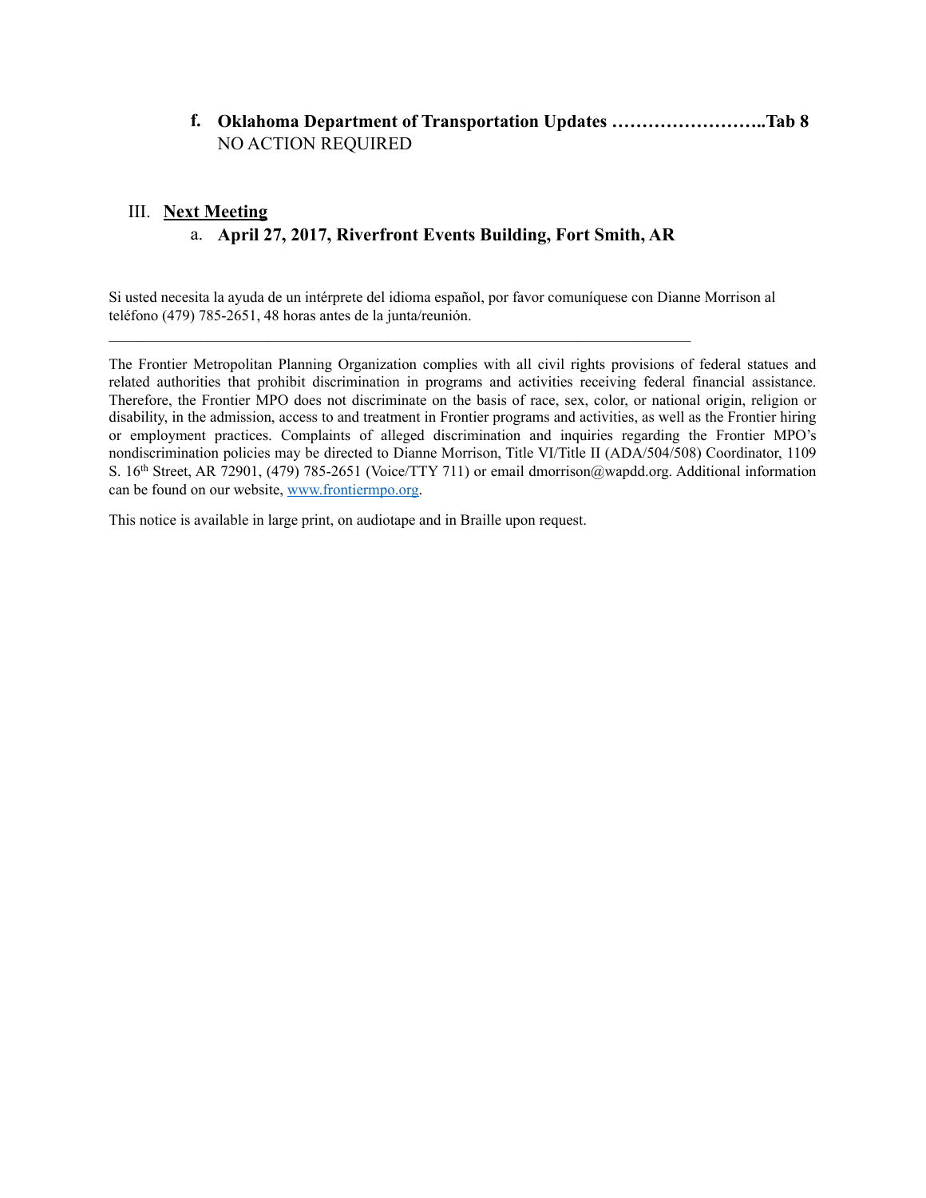f. **Oklahoma Department of Transportation Updates ……………………..Tab 8**
NO ACTION REQUIRED

III. **Next Meeting**

a. **April 27, 2017, Riverfront Events Building, Fort Smith, AR**

Si usted necesita la ayuda de un intérprete del idioma español, por favor comuníquese con Dianne Morrison al teléfono (479) 785-2651, 48 horas antes de la junta/reunión.

---

The Frontier Metropolitan Planning Organization complies with all civil rights provisions of federal statues and related authorities that prohibit discrimination in programs and activities receiving federal financial assistance. Therefore, the Frontier MPO does not discriminate on the basis of race, sex, color, or national origin, religion or disability, in the admission, access to and treatment in Frontier programs and activities, as well as the Frontier hiring or employment practices. Complaints of alleged discrimination and inquiries regarding the Frontier MPO's nondiscrimination policies may be directed to Dianne Morrison, Title VI/Title II (ADA/504/508) Coordinator, 1109 S. 16th Street, AR 72901, (479) 785-2651 (Voice/TTY 711) or email dmorrison@wapdd.org. Additional information can be found on our website, www.frontiermpo.org.

This notice is available in large print, on audiotape and in Braille upon request.